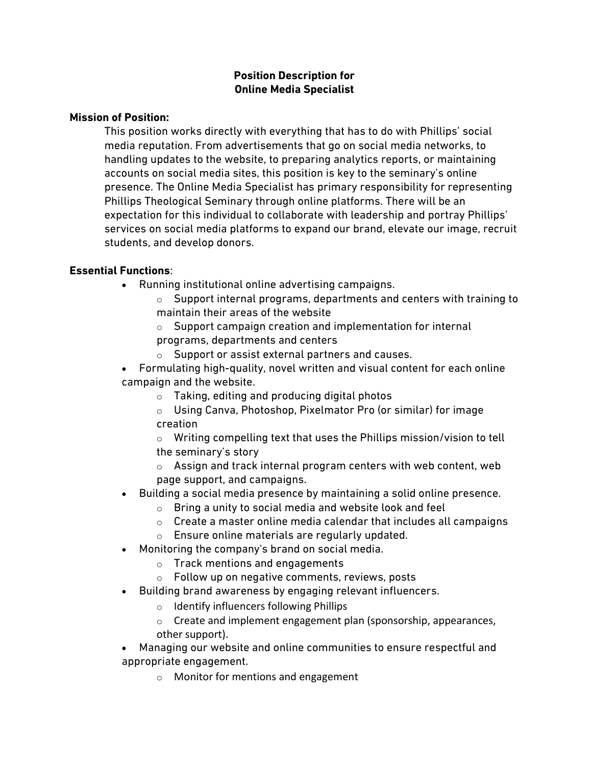**Position Description for**
**Online Media Specialist**

**Mission of Position:**

This position works directly with everything that has to do with Phillips' social media reputation. From advertisements that go on social media networks, to handling updates to the website, to preparing analytics reports, or maintaining accounts on social media sites, this position is key to the seminary's online presence. The Online Media Specialist has primary responsibility for representing Phillips Theological Seminary through online platforms. There will be an expectation for this individual to collaborate with leadership and portray Phillips' services on social media platforms to expand our brand, elevate our image, recruit students, and develop donors.

**Essential Functions**:

- Running institutional online advertising campaigns.
  - Support internal programs, departments and centers with training to maintain their areas of the website
  - Support campaign creation and implementation for internal programs, departments and centers
  - Support or assist external partners and causes.
- Formulating high-quality, novel written and visual content for each online campaign and the website.
  - Taking, editing and producing digital photos
  - Using Canva, Photoshop, Pixelmator Pro (or similar) for image creation
  - Writing compelling text that uses the Phillips mission/vision to tell the seminary's story
  - Assign and track internal program centers with web content, web page support, and campaigns.
- Building a social media presence by maintaining a solid online presence.
  - Bring a unity to social media and website look and feel
  - Create a master online media calendar that includes all campaigns
  - Ensure online materials are regularly updated.
- Monitoring the company's brand on social media.
  - Track mentions and engagements
  - Follow up on negative comments, reviews, posts
- Building brand awareness by engaging relevant influencers.
  - Identify influencers following Phillips
  - Create and implement engagement plan (sponsorship, appearances, other support).
- Managing our website and online communities to ensure respectful and appropriate engagement.
  - Monitor for mentions and engagement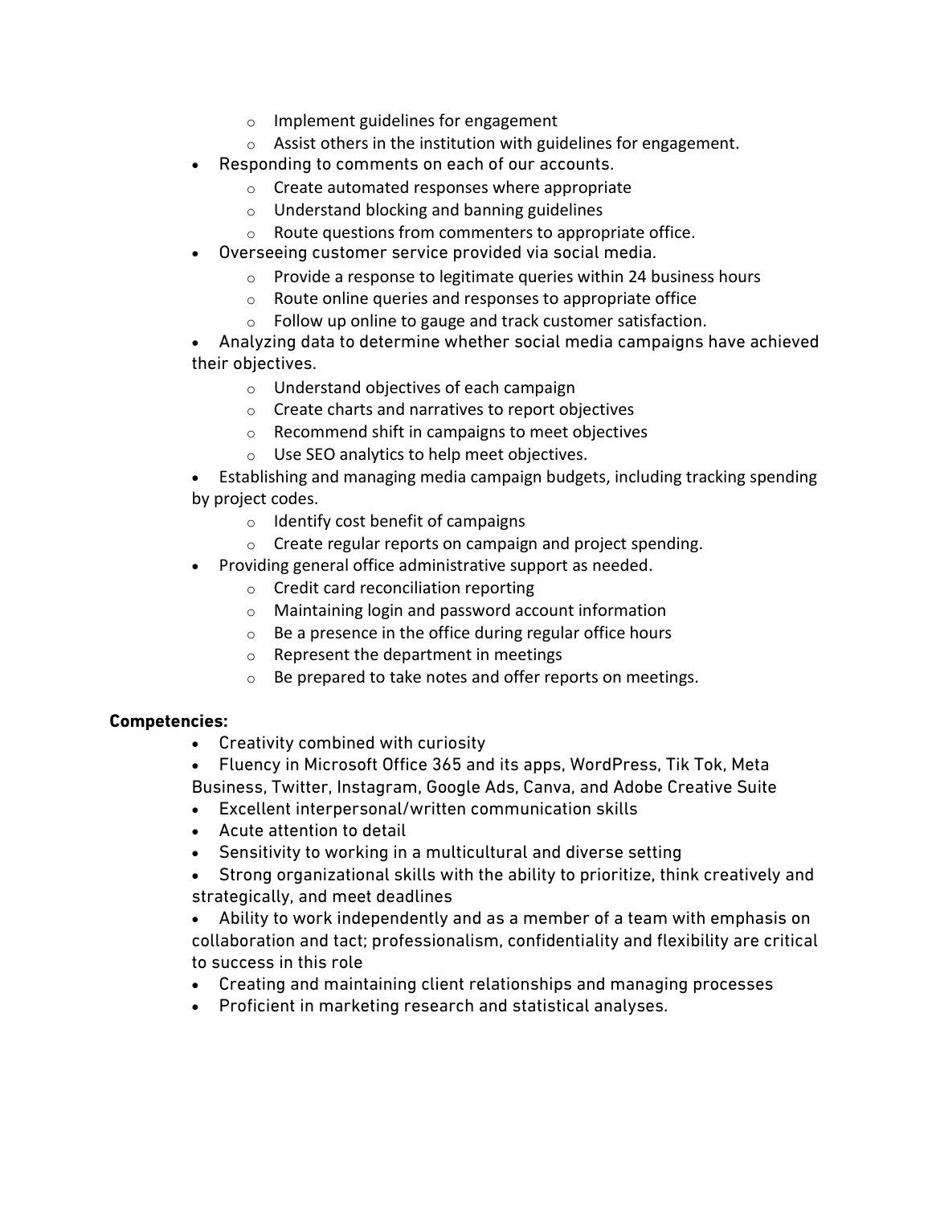- Implement guidelines for engagement
   - Assist others in the institution with guidelines for engagement.
- Responding to comments on each of our accounts.
   - Create automated responses where appropriate
   - Understand blocking and banning guidelines
   - Route questions from commenters to appropriate office.
- Overseeing customer service provided via social media.
   - Provide a response to legitimate queries within 24 business hours
   - Route online queries and responses to appropriate office
   - Follow up online to gauge and track customer satisfaction.
- Analyzing data to determine whether social media campaigns have achieved their objectives.
   - Understand objectives of each campaign
   - Create charts and narratives to report objectives
   - Recommend shift in campaigns to meet objectives
   - Use SEO analytics to help meet objectives.
- Establishing and managing media campaign budgets, including tracking spending by project codes.
   - Identify cost benefit of campaigns
   - Create regular reports on campaign and project spending.
- Providing general office administrative support as needed.
   - Credit card reconciliation reporting
   - Maintaining login and password account information
   - Be a presence in the office during regular office hours
   - Represent the department in meetings
   - Be prepared to take notes and offer reports on meetings.

**Competencies:**

- Creativity combined with curiosity
- Fluency in Microsoft Office 365 and its apps, WordPress, Tik Tok, Meta Business, Twitter, Instagram, Google Ads, Canva, and Adobe Creative Suite
- Excellent interpersonal/written communication skills
- Acute attention to detail
- Sensitivity to working in a multicultural and diverse setting
- Strong organizational skills with the ability to prioritize, think creatively and strategically, and meet deadlines
- Ability to work independently and as a member of a team with emphasis on collaboration and tact; professionalism, confidentiality and flexibility are critical to success in this role
- Creating and maintaining client relationships and managing processes
- Proficient in marketing research and statistical analyses.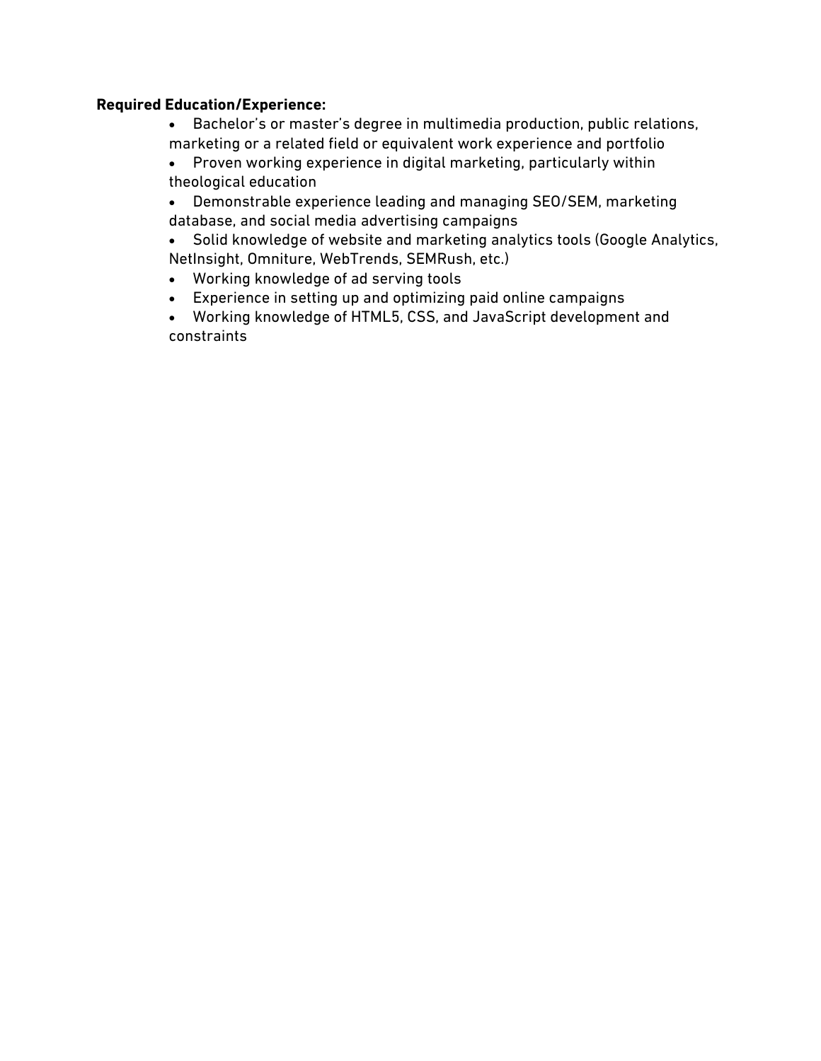**Required Education/Experience:**

- Bachelor's or master's degree in multimedia production, public relations, marketing or a related field or equivalent work experience and portfolio
- Proven working experience in digital marketing, particularly within theological education
- Demonstrable experience leading and managing SEO/SEM, marketing database, and social media advertising campaigns
- Solid knowledge of website and marketing analytics tools (Google Analytics, NetInsight, Omniture, WebTrends, SEMRush, etc.)
- Working knowledge of ad serving tools
- Experience in setting up and optimizing paid online campaigns
- Working knowledge of HTML5, CSS, and JavaScript development and constraints